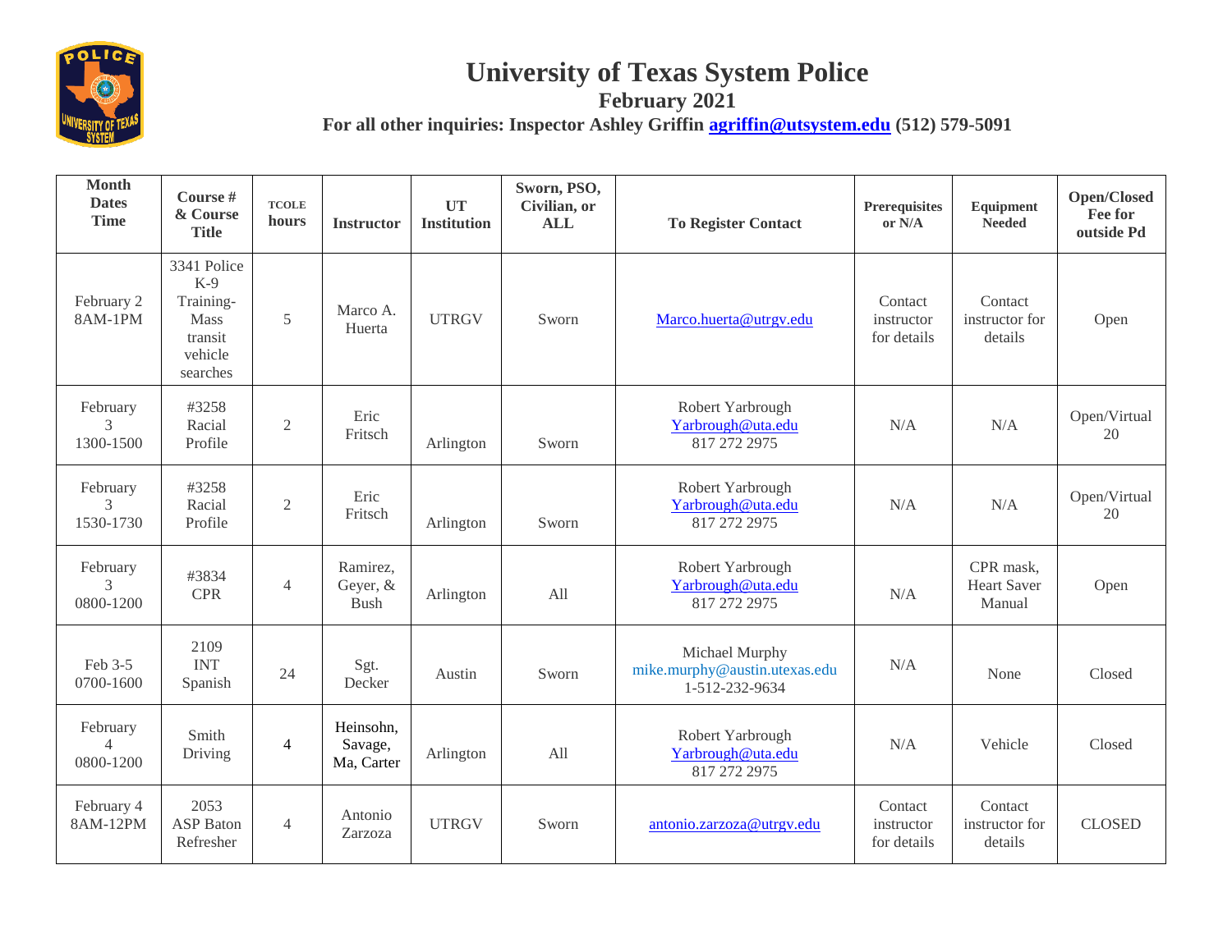# University of Texas System Police

## February 2021

**For all other inquiries: Inspector Ashley Griffin agriffin@utsystem.edu (512) 579-5091**

| Month Dates Time | Course # & Course Title | TCOLE hours | Instructor | UT Institution | Sworn, PSO, Civilian, or ALL | To Register Contact | Prerequisites or N/A | Equipment Needed | Open/Closed Fee for outside Pd |
|---|---|---|---|---|---|---|---|---|---|
| February 2 8AM-1PM | 3341 Police K-9 Training- Mass transit vehicle searches | 5 | Marco A. Huerta | UTRGV | Sworn | Marco.huerta@utrgv.edu | Contact instructor for details | Contact instructor for details | Open |
| February 3 1300-1500 | #3258 Racial Profile | 2 | Eric Fritsch | Arlington | Sworn | Robert Yarbrough Yarbrough@uta.edu 817 272 2975 | N/A | N/A | Open/Virtual 20 |
| February 3 1530-1730 | #3258 Racial Profile | 2 | Eric Fritsch | Arlington | Sworn | Robert Yarbrough Yarbrough@uta.edu 817 272 2975 | N/A | N/A | Open/Virtual 20 |
| February 3 0800-1200 | #3834 CPR | 4 | Ramirez, Geyer, & Bush | Arlington | All | Robert Yarbrough Yarbrough@uta.edu 817 272 2975 | N/A | CPR mask, Heart Saver Manual | Open |
| Feb 3-5 0700-1600 | 2109 INT Spanish | 24 | Sgt. Decker | Austin | Sworn | Michael Murphy mike.murphy@austin.utexas.edu 1-512-232-9634 | N/A | None | Closed |
| February 4 0800-1200 | Smith Driving | 4 | Heinsohn, Savage, Ma, Carter | Arlington | All | Robert Yarbrough Yarbrough@uta.edu 817 272 2975 | N/A | Vehicle | Closed |
| February 4 8AM-12PM | 2053 ASP Baton Refresher | 4 | Antonio Zarzoza | UTRGV | Sworn | antonio.zarzoza@utrgv.edu | Contact instructor for details | Contact instructor for details | CLOSED |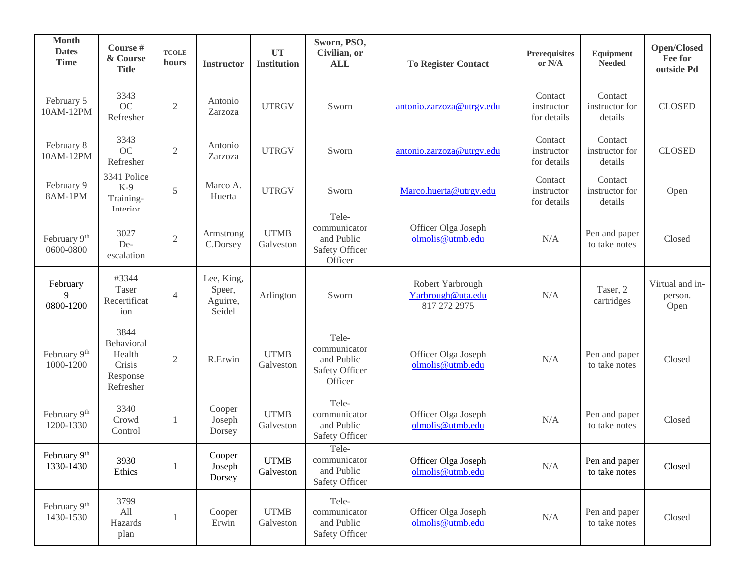| Month Dates Time | Course # & Course Title | TCOLE hours | Instructor | UT Institution | Sworn, PSO, Civilian, or ALL | To Register Contact | Prerequisites or N/A | Equipment Needed | Open/Closed Fee for outside Pd |
|---|---|---|---|---|---|---|---|---|---|
| February 5 10AM-12PM | 3343 OC Refresher | 2 | Antonio Zarzoza | UTRGV | Sworn | antonio.zarzoza@utrgv.edu | Contact instructor for details | Contact instructor for details | CLOSED |
| February 8 10AM-12PM | 3343 OC Refresher | 2 | Antonio Zarzoza | UTRGV | Sworn | antonio.zarzoza@utrgv.edu | Contact instructor for details | Contact instructor for details | CLOSED |
| February 9 8AM-1PM | 3341 Police K-9 Training-Interior | 5 | Marco A. Huerta | UTRGV | Sworn | Marco.huerta@utrgv.edu | Contact instructor for details | Contact instructor for details | Open |
| February 9th 0600-0800 | 3027 De-escalation | 2 | Armstrong C.Dorsey | UTMB Galveston | Tele-communicator and Public Safety Officer Officer | Officer Olga Joseph olmolis@utmb.edu | N/A | Pen and paper to take notes | Closed |
| February 9 0800-1200 | #3344 Taser Recertification | 4 | Lee, King, Speer, Aguirre, Seidel | Arlington | Sworn | Robert Yarbrough Yarbrough@uta.edu 817 272 2975 | N/A | Taser, 2 cartridges | Virtual and in-person. Open |
| February 9th 1000-1200 | 3844 Behavioral Health Crisis Response Refresher | 2 | R.Erwin | UTMB Galveston | Tele-communicator and Public Safety Officer Officer | Officer Olga Joseph olmolis@utmb.edu | N/A | Pen and paper to take notes | Closed |
| February 9th 1200-1330 | 3340 Crowd Control | 1 | Cooper Joseph Dorsey | UTMB Galveston | Tele-communicator and Public Safety Officer | Officer Olga Joseph olmolis@utmb.edu | N/A | Pen and paper to take notes | Closed |
| February 9th 1330-1430 | 3930 Ethics | 1 | Cooper Joseph Dorsey | UTMB Galveston | Tele-communicator and Public Safety Officer | Officer Olga Joseph olmolis@utmb.edu | N/A | Pen and paper to take notes | Closed |
| February 9th 1430-1530 | 3799 All Hazards plan | 1 | Cooper Erwin | UTMB Galveston | Tele-communicator and Public Safety Officer | Officer Olga Joseph olmolis@utmb.edu | N/A | Pen and paper to take notes | Closed |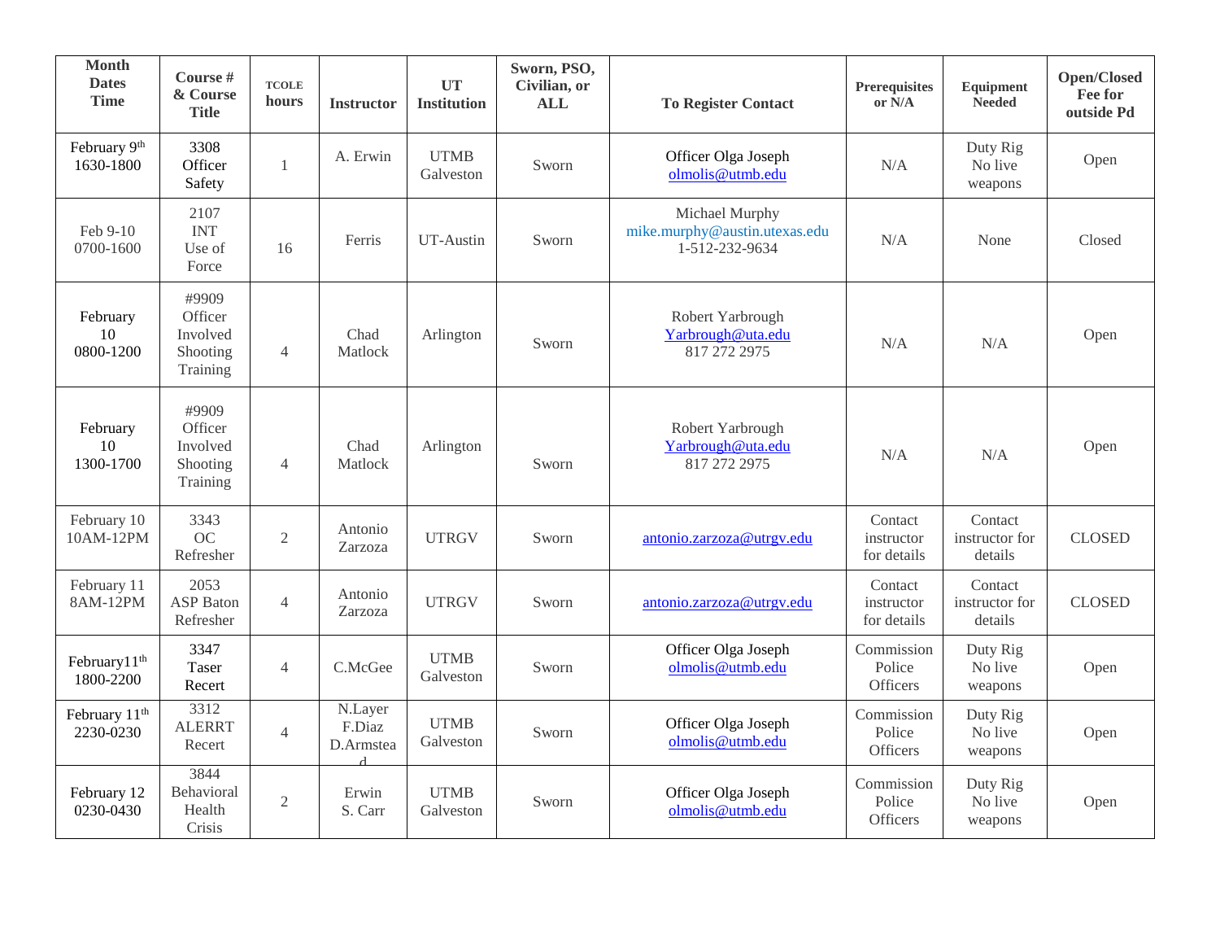| Month Dates Time | Course # & Course Title | TCOLE hours | Instructor | UT Institution | Sworn, PSO, Civilian, or ALL | To Register Contact | Prerequisites or N/A | Equipment Needed | Open/Closed Fee for outside Pd |
|---|---|---|---|---|---|---|---|---|---|
| February 9th 1630-1800 | 3308 Officer Safety | 1 | A. Erwin | UTMB Galveston | Sworn | Officer Olga Joseph olmolis@utmb.edu | N/A | Duty Rig No live weapons | Open |
| Feb 9-10 0700-1600 | 2107 INT Use of Force | 16 | Ferris | UT-Austin | Sworn | Michael Murphy mike.murphy@austin.utexas.edu 1-512-232-9634 | N/A | None | Closed |
| February 10 0800-1200 | #9909 Officer Involved Shooting Training | 4 | Chad Matlock | Arlington | Sworn | Robert Yarbrough Yarbrough@uta.edu 817 272 2975 | N/A | N/A | Open |
| February 10 1300-1700 | #9909 Officer Involved Shooting Training | 4 | Chad Matlock | Arlington | Sworn | Robert Yarbrough Yarbrough@uta.edu 817 272 2975 | N/A | N/A | Open |
| February 10 10AM-12PM | 3343 OC Refresher | 2 | Antonio Zarzoza | UTRGV | Sworn | antonio.zarzoza@utrgv.edu | Contact instructor for details | Contact instructor for details | CLOSED |
| February 11 8AM-12PM | 2053 ASP Baton Refresher | 4 | Antonio Zarzoza | UTRGV | Sworn | antonio.zarzoza@utrgv.edu | Contact instructor for details | Contact instructor for details | CLOSED |
| February11th 1800-2200 | 3347 Taser Recert | 4 | C.McGee | UTMB Galveston | Sworn | Officer Olga Joseph olmolis@utmb.edu | Commission Police Officers | Duty Rig No live weapons | Open |
| February 11th 2230-0230 | 3312 ALERRT Recert | 4 | N.Layer F.Diaz D.Armstead | UTMB Galveston | Sworn | Officer Olga Joseph olmolis@utmb.edu | Commission Police Officers | Duty Rig No live weapons | Open |
| February 12 0230-0430 | 3844 Behavioral Health Crisis | 2 | Erwin S. Carr | UTMB Galveston | Sworn | Officer Olga Joseph olmolis@utmb.edu | Commission Police Officers | Duty Rig No live weapons | Open |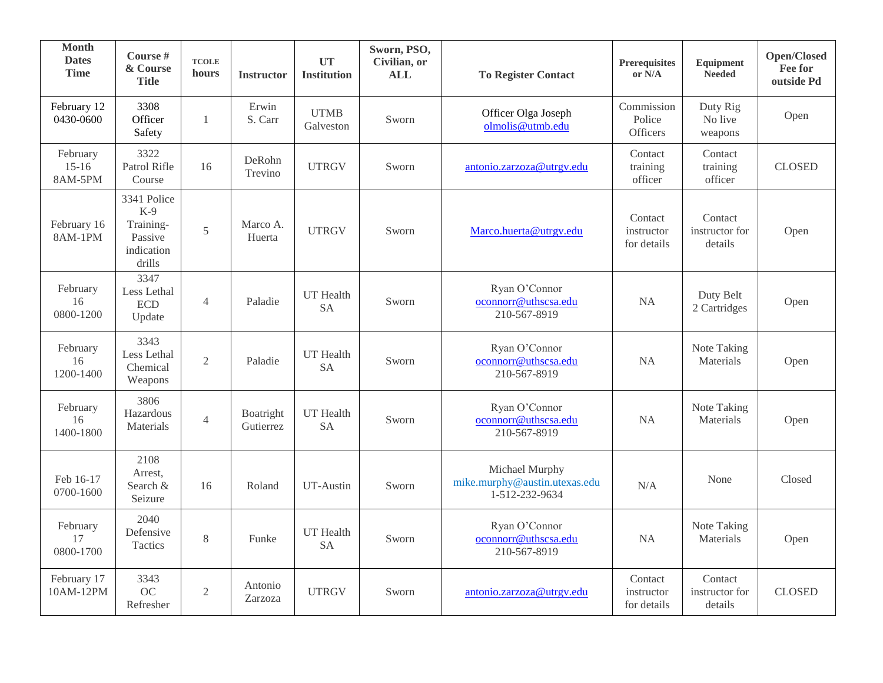| Month Dates Time | Course # & Course Title | TCOLE hours | Instructor | UT Institution | Sworn, PSO, Civilian, or ALL | To Register Contact | Prerequisites or N/A | Equipment Needed | Open/Closed Fee for outside Pd |
|---|---|---|---|---|---|---|---|---|---|
| February 12 0430-0600 | 3308 Officer Safety | 1 | Erwin S. Carr | UTMB Galveston | Sworn | Officer Olga Joseph olmolis@utmb.edu | Commission Police Officers | Duty Rig No live weapons | Open |
| February 15-16 8AM-5PM | 3322 Patrol Rifle Course | 16 | DeRohn Trevino | UTRGV | Sworn | antonio.zarzoza@utrgv.edu | Contact training officer | Contact training officer | CLOSED |
| February 16 8AM-1PM | 3341 Police K-9 Training-Passive indication drills | 5 | Marco A. Huerta | UTRGV | Sworn | Marco.huerta@utrgv.edu | Contact instructor for details | Contact instructor for details | Open |
| February 16 0800-1200 | 3347 Less Lethal ECD Update | 4 | Paladie | UT Health SA | Sworn | Ryan O'Connor oconnorr@uthscsa.edu 210-567-8919 | NA | Duty Belt 2 Cartridges | Open |
| February 16 1200-1400 | 3343 Less Lethal Chemical Weapons | 2 | Paladie | UT Health SA | Sworn | Ryan O'Connor oconnorr@uthscsa.edu 210-567-8919 | NA | Note Taking Materials | Open |
| February 16 1400-1800 | 3806 Hazardous Materials | 4 | Boatright Gutierrez | UT Health SA | Sworn | Ryan O'Connor oconnorr@uthscsa.edu 210-567-8919 | NA | Note Taking Materials | Open |
| Feb 16-17 0700-1600 | 2108 Arrest, Search & Seizure | 16 | Roland | UT-Austin | Sworn | Michael Murphy mike.murphy@austin.utexas.edu 1-512-232-9634 | N/A | None | Closed |
| February 17 0800-1700 | 2040 Defensive Tactics | 8 | Funke | UT Health SA | Sworn | Ryan O'Connor oconnorr@uthscsa.edu 210-567-8919 | NA | Note Taking Materials | Open |
| February 17 10AM-12PM | 3343 OC Refresher | 2 | Antonio Zarzoza | UTRGV | Sworn | antonio.zarzoza@utrgv.edu | Contact instructor for details | Contact instructor for details | CLOSED |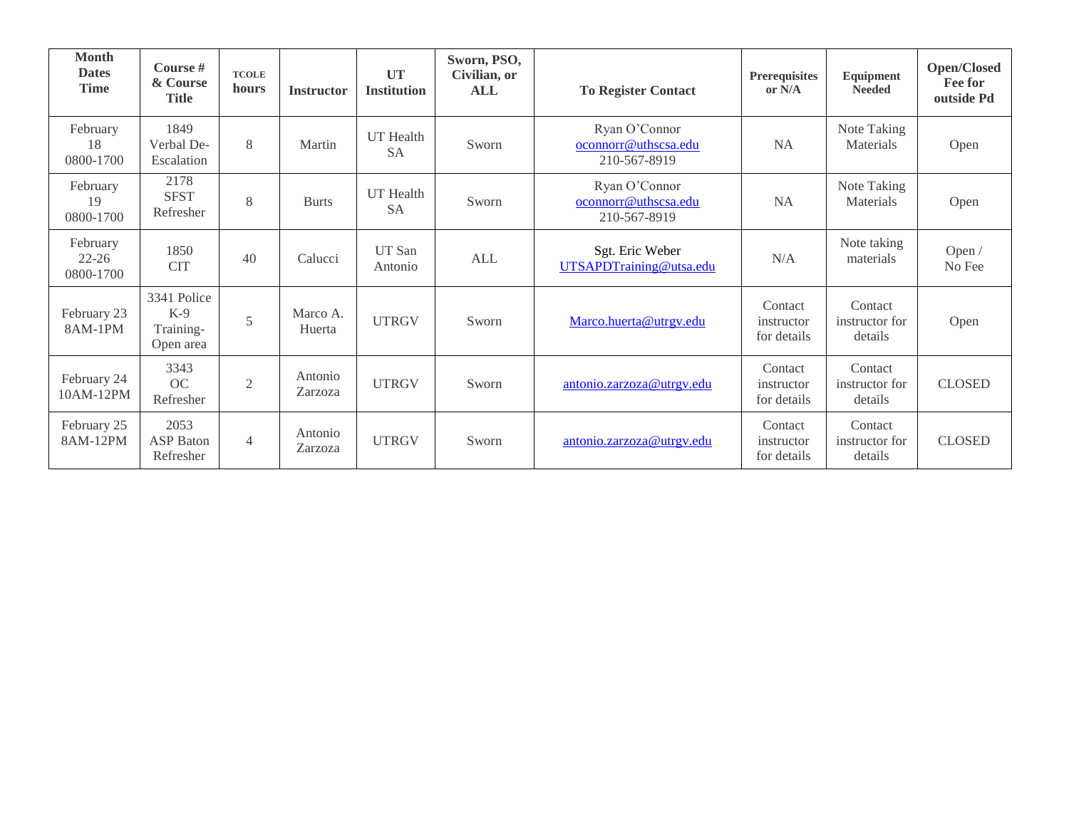| Month Dates Time | Course # & Course Title | TCOLE hours | Instructor | UT Institution | Sworn, PSO, Civilian, or ALL | To Register Contact | Prerequisites or N/A | Equipment Needed | Open/Closed Fee for outside Pd |
|---|---|---|---|---|---|---|---|---|---|
| February 18 0800-1700 | 1849 Verbal De-Escalation | 8 | Martin | UT Health SA | Sworn | Ryan O'Connor oconnorr@uthscsa.edu 210-567-8919 | NA | Note Taking Materials | Open |
| February 19 0800-1700 | 2178 SFST Refresher | 8 | Burts | UT Health SA | Sworn | Ryan O'Connor oconnorr@uthscsa.edu 210-567-8919 | NA | Note Taking Materials | Open |
| February 22-26 0800-1700 | 1850 CIT | 40 | Calucci | UT San Antonio | ALL | Sgt. Eric Weber UTSAPDTraining@utsa.edu | N/A | Note taking materials | Open / No Fee |
| February 23 8AM-1PM | 3341 Police K-9 Training-Open area | 5 | Marco A. Huerta | UTRGV | Sworn | Marco.huerta@utrgv.edu | Contact instructor for details | Contact instructor for details | Open |
| February 24 10AM-12PM | 3343 OC Refresher | 2 | Antonio Zarzoza | UTRGV | Sworn | antonio.zarzoza@utrgv.edu | Contact instructor for details | Contact instructor for details | CLOSED |
| February 25 8AM-12PM | 2053 ASP Baton Refresher | 4 | Antonio Zarzoza | UTRGV | Sworn | antonio.zarzoza@utrgv.edu | Contact instructor for details | Contact instructor for details | CLOSED |